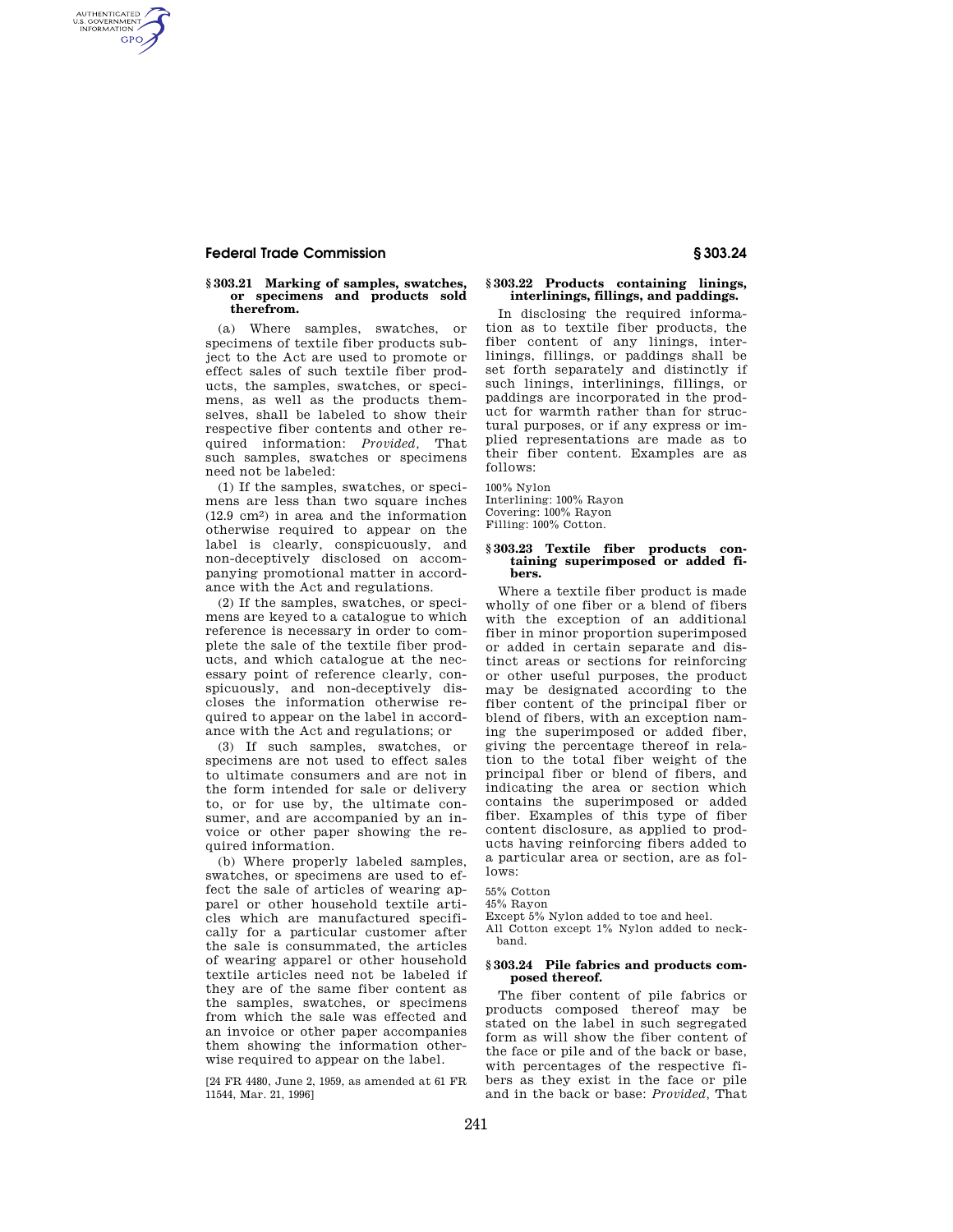### § 303.21 Marking of samples, swatches, or specimens and products sold therefrom.

(a) Where samples, swatches, or specimens of textile fiber products subject to the Act are used to promote or effect sales of such textile fiber products, the samples, swatches, or specimens, as well as the products themselves, shall be labeled to show their respective fiber contents and other required information: *Provided*, That such samples, swatches or specimens need not be labeled:

(1) If the samples, swatches, or specimens are less than two square inches (12.9 $cm^2$) in area and the information otherwise required to appear on the label is clearly, conspicuously, and non-deceptively disclosed on accompanying promotional matter in accordance with the Act and regulations.

(2) If the samples, swatches, or specimens are keyed to a catalogue to which reference is necessary in order to complete the sale of the textile fiber products, and which catalogue at the necessary point of reference clearly, conspicuously, and non-deceptively discloses the information otherwise required to appear on the label in accordance with the Act and regulations; or

(3) If such samples, swatches, or specimens are not used to effect sales to ultimate consumers and are not in the form intended for sale or delivery to, or for use by, the ultimate consumer, and are accompanied by an invoice or other paper showing the required information.

(b) Where properly labeled samples, swatches, or specimens are used to effect the sale of articles of wearing apparel or other household textile articles which are manufactured specifically for a particular customer after the sale is consummated, the articles of wearing apparel or other household textile articles need not be labeled if they are of the same fiber content as the samples, swatches, or specimens from which the sale was effected and an invoice or other paper accompanies them showing the information otherwise required to appear on the label.

[24 FR 4480, June 2, 1959, as amended at 61 FR 11544, Mar. 21, 1996]

### § 303.22 Products containing linings, interlinings, fillings, and paddings.

In disclosing the required information as to textile fiber products, the fiber content of any linings, interlinings, fillings, or paddings shall be set forth separately and distinctly if such linings, interlinings, fillings, or paddings are incorporated in the product for warmth rather than for structural purposes, or if any express or implied representations are made as to their fiber content. Examples are as follows:

100% Nylon
Interlining: 100% Rayon
Covering: 100% Rayon
Filling: 100% Cotton.

### § 303.23 Textile fiber products containing superimposed or added fibers.

Where a textile fiber product is made wholly of one fiber or a blend of fibers with the exception of an additional fiber in minor proportion superimposed or added in certain separate and distinct areas or sections for reinforcing or other useful purposes, the product may be designated according to the fiber content of the principal fiber or blend of fibers, with an exception naming the superimposed or added fiber, giving the percentage thereof in relation to the total fiber weight of the principal fiber or blend of fibers, and indicating the area or section which contains the superimposed or added fiber. Examples of this type of fiber content disclosure, as applied to products having reinforcing fibers added to a particular area or section, are as follows:

55% Cotton
45% Rayon
Except 5% Nylon added to toe and heel.
All Cotton except 1% Nylon added to neckband.

### § 303.24 Pile fabrics and products composed thereof.

The fiber content of pile fabrics or products composed thereof may be stated on the label in such segregated form as will show the fiber content of the face or pile and of the back or base, with percentages of the respective fibers as they exist in the face or pile and in the back or base: *Provided*, That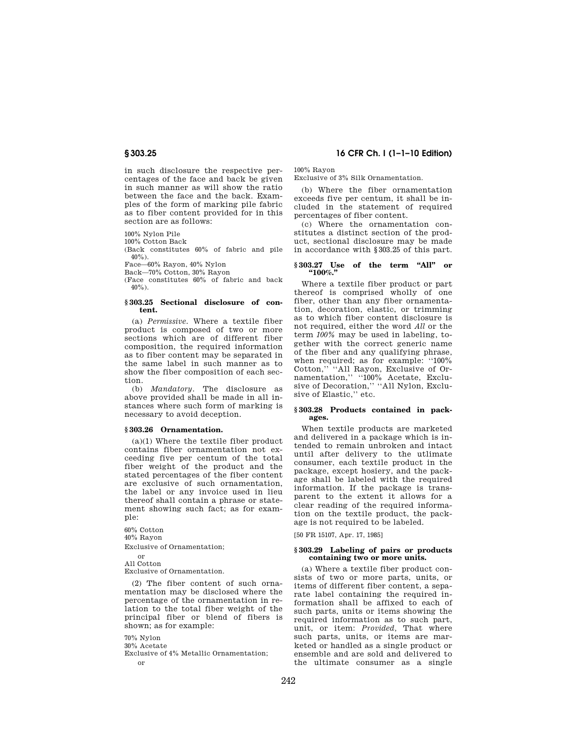in such disclosure the respective percentages of the face and back be given in such manner as will show the ratio between the face and the back. Examples of the form of marking pile fabric as to fiber content provided for in this section are as follows:

100% Nylon Pile
100% Cotton Back
(Back constitutes 60% of fabric and pile 40%).

Face—60% Rayon, 40% Nylon
Back—70% Cotton, 30% Rayon
(Face constitutes 60% of fabric and back 40%).

### § 303.25 Sectional disclosure of content.

(a) *Permissive.* Where a textile fiber product is composed of two or more sections which are of different fiber composition, the required information as to fiber content may be separated in the same label in such manner as to show the fiber composition of each section.

(b) *Mandatory.* The disclosure as above provided shall be made in all instances where such form of marking is necessary to avoid deception.

### § 303.26 Ornamentation.

(a)(1) Where the textile fiber product contains fiber ornamentation not exceeding five per centum of the total fiber weight of the product and the stated percentages of the fiber content are exclusive of such ornamentation, the label or any invoice used in lieu thereof shall contain a phrase or statement showing such fact; as for example:

60% Cotton
40% Rayon
Exclusive of Ornamentation;

or

All Cotton
Exclusive of Ornamentation.

(2) The fiber content of such ornamentation may be disclosed where the percentage of the ornamentation in relation to the total fiber weight of the principal fiber or blend of fibers is shown; as for example:

70% Nylon
30% Acetate
Exclusive of 4% Metallic Ornamentation;

or

100% Rayon
Exclusive of 3% Silk Ornamentation.

(b) Where the fiber ornamentation exceeds five per centum, it shall be included in the statement of required percentages of fiber content.

(c) Where the ornamentation constitutes a distinct section of the product, sectional disclosure may be made in accordance with § 303.25 of this part.

### § 303.27 Use of the term "All" or "100%."

Where a textile fiber product or part thereof is comprised wholly of one fiber, other than any fiber ornamentation, decoration, elastic, or trimming as to which fiber content disclosure is not required, either the word *All* or the term *100%* may be used in labeling, together with the correct generic name of the fiber and any qualifying phrase, when required; as for example: "100% Cotton," "All Rayon, Exclusive of Ornamentation," "100% Acetate, Exclusive of Decoration," "All Nylon, Exclusive of Elastic," etc.

### § 303.28 Products contained in packages.

When textile products are marketed and delivered in a package which is intended to remain unbroken and intact until after delivery to the utlimate consumer, each textile product in the package, except hosiery, and the package shall be labeled with the required information. If the package is transparent to the extent it allows for a clear reading of the required information on the textile product, the package is not required to be labeled.

[50 FR 15107, Apr. 17, 1985]

### § 303.29 Labeling of pairs or products containing two or more units.

(a) Where a textile fiber product consists of two or more parts, units, or items of different fiber content, a separate label containing the required information shall be affixed to each of such parts, units or items showing the required information as to such part, unit, or item: *Provided,* That where such parts, units, or items are marketed or handled as a single product or ensemble and are sold and delivered to the ultimate consumer as a single